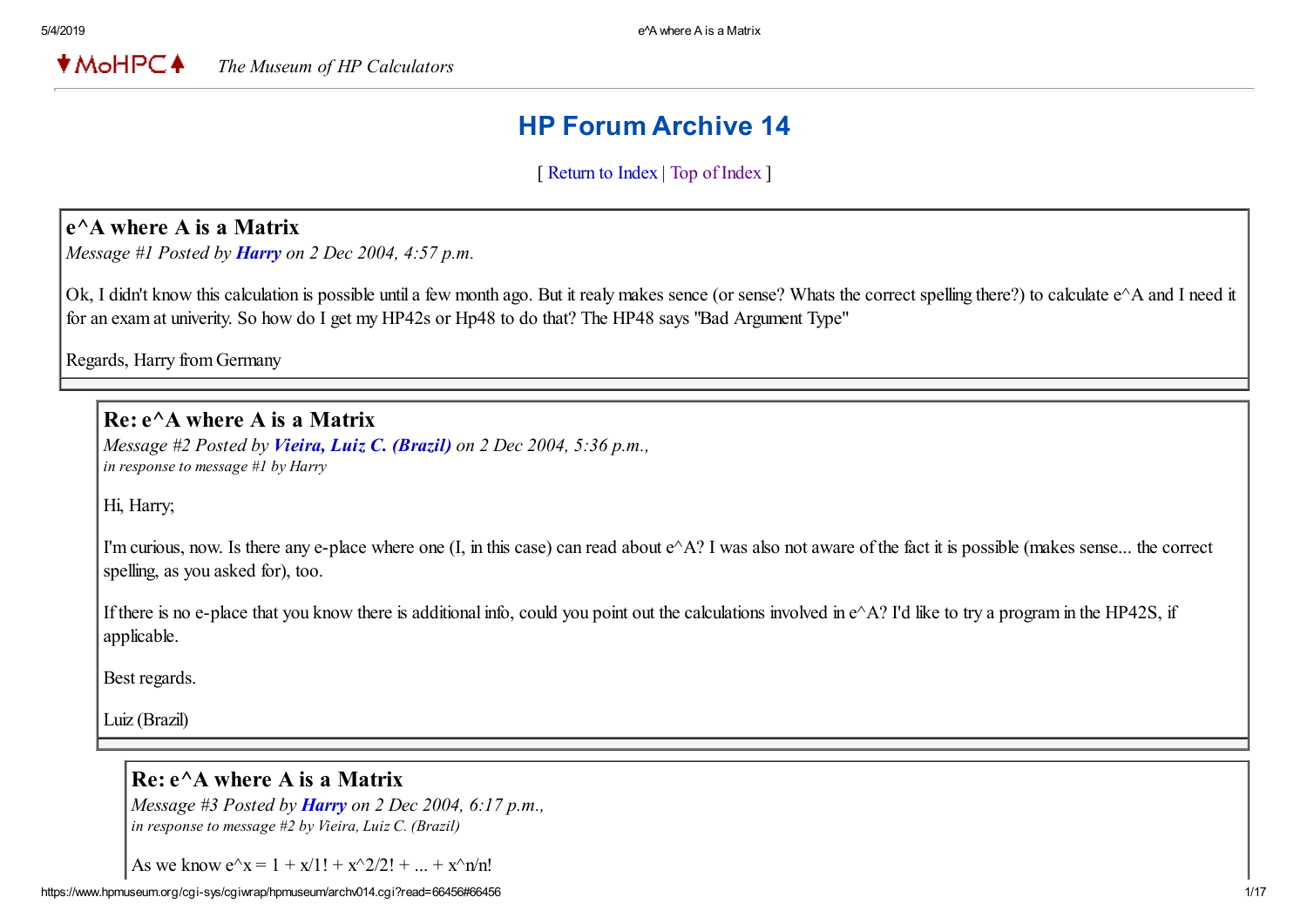♦MoHPC♠ *The Museum of HP Calculators*

# HP Forum Archive 14

[ Return to Index | Top of Index ]

## e^A where A is a Matrix

*Message #1 Posted by **Harry** on 2 Dec 2004, 4:57 p.m.*

Ok, I didn't know this calculation is possible until a few month ago. But it realy makes sence (or sense? Whats the correct spelling there?) to calculate e^A and I need it for an exam at univerity. So how do I get my HP42s or Hp48 to do that? The HP48 says "Bad Argument Type"

Regards, Harry from Germany

## Re: e^A where A is a Matrix

*Message #2 Posted by **Vieira, Luiz C. (Brazil)** on 2 Dec 2004, 5:36 p.m.,*
*in response to message #1 by Harry*

Hi, Harry;

I'm curious, now. Is there any e-place where one (I, in this case) can read about e^A? I was also not aware of the fact it is possible (makes sense... the correct spelling, as you asked for), too.

If there is no e-place that you know there is additional info, could you point out the calculations involved in e^A? I'd like to try a program in the HP42S, if applicable.

Best regards.

Luiz (Brazil)

## Re: e^A where A is a Matrix

*Message #3 Posted by **Harry** on 2 Dec 2004, 6:17 p.m.,*
*in response to message #2 by Vieira, Luiz C. (Brazil)*

As we know e^x = 1 + x/1! + x^2/2! + ... + x^n/n!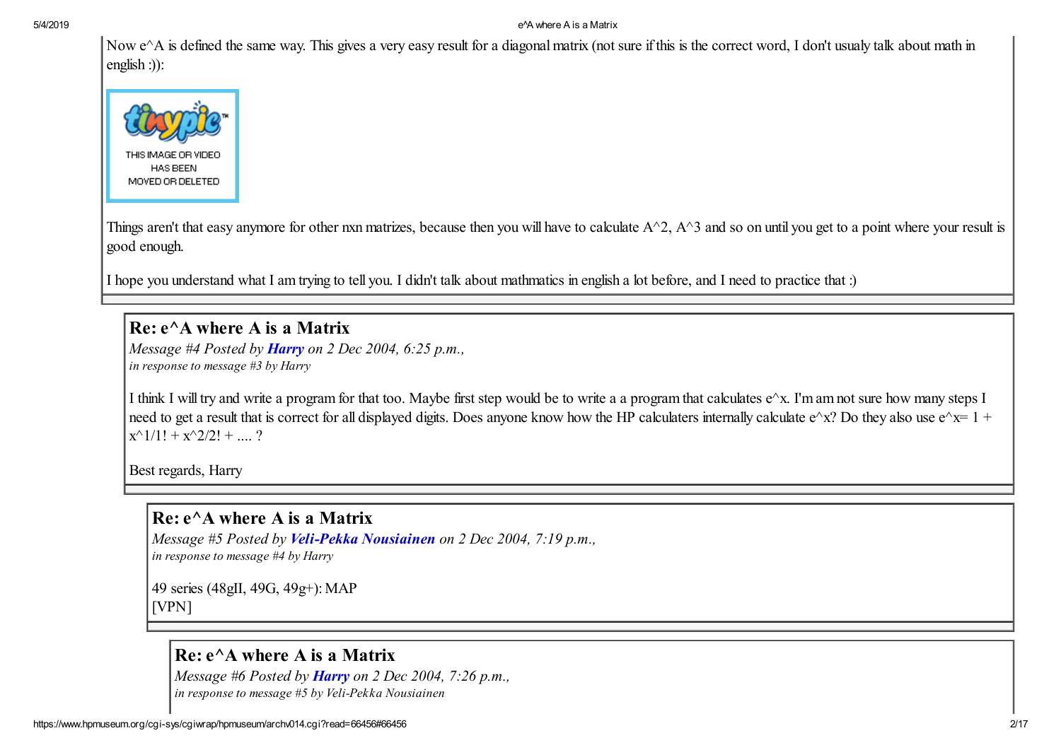Now e^A is defined the same way. This gives a very easy result for a diagonal matrix (not sure if this is the correct word, I don't usualy talk about math in english :)):

THIS IMAGE OR VIDEO HAS BEEN MOVED OR DELETED

Things aren't that easy anymore for other nxn matrizes, because then you will have to calculate A^2, A^3 and so on until you get to a point where your result is good enough.

I hope you understand what I am trying to tell you. I didn't talk about mathmatics in english a lot before, and I need to practice that :)

## Re: e^A where A is a Matrix

*Message #4 Posted by* ***Harry*** *on 2 Dec 2004, 6:25 p.m.,*
*in response to message #3 by Harry*

I think I will try and write a program for that too. Maybe first step would be to write a a program that calculates e^x. I'm am not sure how many steps I need to get a result that is correct for all displayed digits. Does anyone know how the HP calculaters internally calculate e^x? Do they also use e^x= 1 + x^1/1! + x^2/2! + .... ?

Best regards, Harry

## Re: e^A where A is a Matrix

*Message #5 Posted by* ***Veli-Pekka Nousiainen*** *on 2 Dec 2004, 7:19 p.m.,*
*in response to message #4 by Harry*

49 series (48gII, 49G, 49g+): MAP
[VPN]

## Re: e^A where A is a Matrix

*Message #6 Posted by* ***Harry*** *on 2 Dec 2004, 7:26 p.m.,*
*in response to message #5 by Veli-Pekka Nousiainen*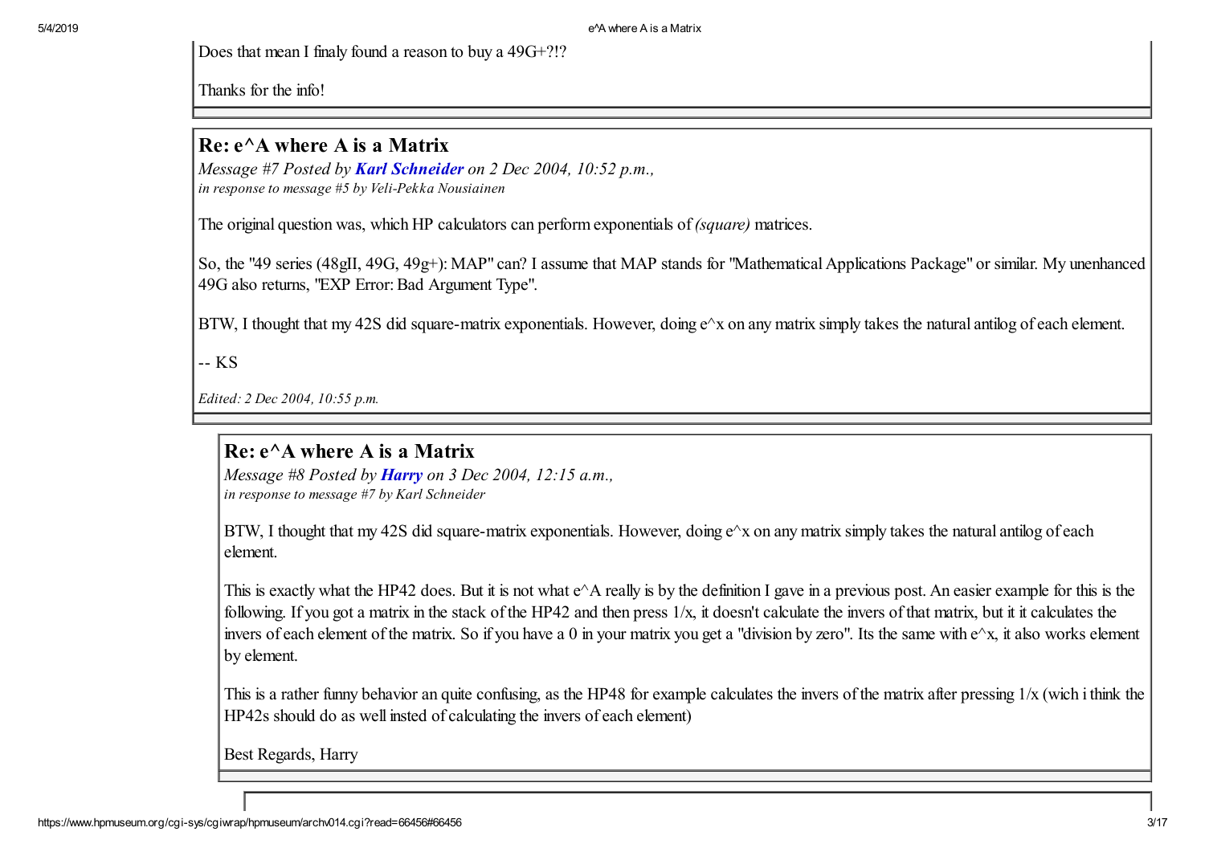Does that mean I finaly found a reason to buy a 49G+?!?

Thanks for the info!

## Re: e^A where A is a Matrix

*Message #7 Posted by* ***Karl Schneider*** *on 2 Dec 2004, 10:52 p.m.,*
*in response to message #5 by Veli-Pekka Nousiainen*

The original question was, which HP calculators can perform exponentials of *(square)* matrices.

So, the "49 series (48gII, 49G, 49g+): MAP" can? I assume that MAP stands for "Mathematical Applications Package" or similar. My unenhanced 49G also returns, "EXP Error: Bad Argument Type".

BTW, I thought that my 42S did square-matrix exponentials. However, doing e^x on any matrix simply takes the natural antilog of each element.

-- KS

*Edited: 2 Dec 2004, 10:55 p.m.*

## Re: e^A where A is a Matrix

*Message #8 Posted by* ***Harry*** *on 3 Dec 2004, 12:15 a.m.,*
*in response to message #7 by Karl Schneider*

BTW, I thought that my 42S did square-matrix exponentials. However, doing e^x on any matrix simply takes the natural antilog of each element.

This is exactly what the HP42 does. But it is not what e^A really is by the definition I gave in a previous post. An easier example for this is the following. If you got a matrix in the stack of the HP42 and then press 1/x, it doesn't calculate the invers of that matrix, but it it calculates the invers of each element of the matrix. So if you have a 0 in your matrix you get a "division by zero". Its the same with e^x, it also works element by element.

This is a rather funny behavior an quite confusing, as the HP48 for example calculates the invers of the matrix after pressing 1/x (wich i think the HP42s should do as well insted of calculating the invers of each element)

Best Regards, Harry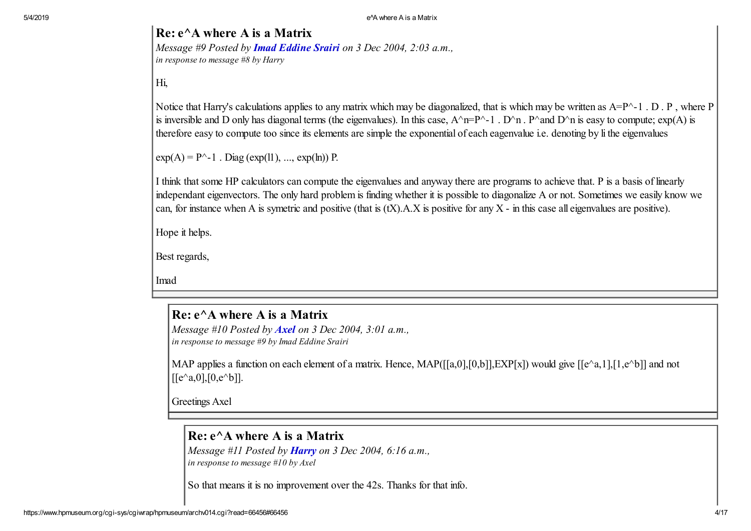## Re: e^A where A is a Matrix

*Message #9 Posted by **Imad Eddine Srairi** on 3 Dec 2004, 2:03 a.m.,*
*in response to message #8 by Harry*

Hi,

Notice that Harry's calculations applies to any matrix which may be diagonalized, that is which may be written as A=P^-1 . D . P , where P is inversible and D only has diagonal terms (the eigenvalues). In this case, A^n=P^-1 . D^n . P^and D^n is easy to compute; exp(A) is therefore easy to compute too since its elements are simple the exponential of each eagenvalue i.e. denoting by li the eigenvalues

exp(A) = P^-1 . Diag (exp(l1), ..., exp(ln)) P.

I think that some HP calculators can compute the eigenvalues and anyway there are programs to achieve that. P is a basis of linearly independant eigenvectors. The only hard problem is finding whether it is possible to diagonalize A or not. Sometimes we easily know we can, for instance when A is symetric and positive (that is (tX).A.X is positive for any X - in this case all eigenvalues are positive).

Hope it helps.

Best regards,

Imad

## Re: e^A where A is a Matrix

*Message #10 Posted by **Axel** on 3 Dec 2004, 3:01 a.m.,*
*in response to message #9 by Imad Eddine Srairi*

MAP applies a function on each element of a matrix. Hence, MAP([[a,0],[0,b]],EXP[x]) would give [[e^a,1],[1,e^b]] and not [[e^a,0],[0,e^b]].

Greetings Axel

## Re: e^A where A is a Matrix

*Message #11 Posted by **Harry** on 3 Dec 2004, 6:16 a.m.,*
*in response to message #10 by Axel*

So that means it is no improvement over the 42s. Thanks for that info.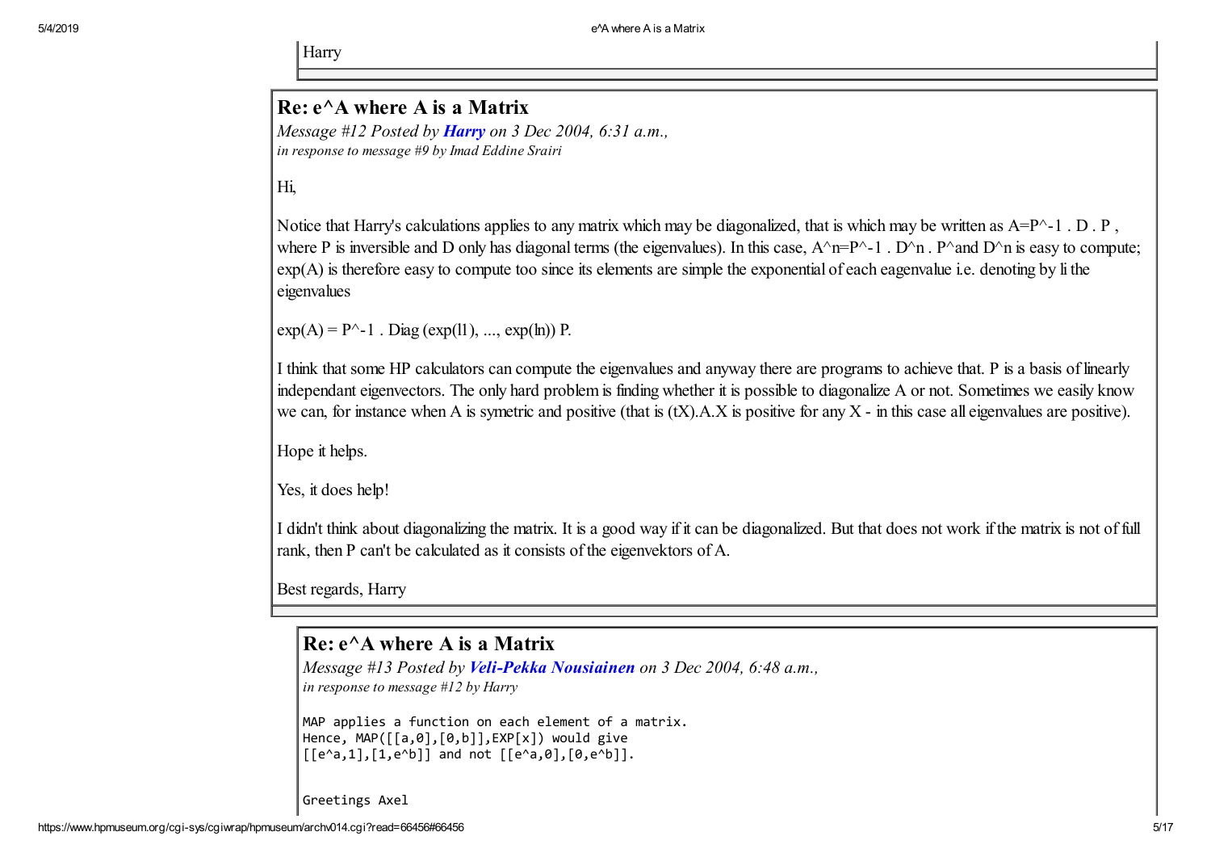Harry

## Re: e^A where A is a Matrix

*Message #12 Posted by **Harry** on 3 Dec 2004, 6:31 a.m.,*
*in response to message #9 by Imad Eddine Srairi*

Hi,

Notice that Harry's calculations applies to any matrix which may be diagonalized, that is which may be written as A=P^-1 . D . P , where P is inversible and D only has diagonal terms (the eigenvalues). In this case, A^n=P^-1 . D^n . P^and D^n is easy to compute; exp(A) is therefore easy to compute too since its elements are simple the exponential of each eagenvalue i.e. denoting by li the eigenvalues

exp(A) = P^-1 . Diag (exp(l1), ..., exp(ln)) P.

I think that some HP calculators can compute the eigenvalues and anyway there are programs to achieve that. P is a basis of linearly independant eigenvectors. The only hard problem is finding whether it is possible to diagonalize A or not. Sometimes we easily know we can, for instance when A is symetric and positive (that is (tX).A.X is positive for any X - in this case all eigenvalues are positive).

Hope it helps.

Yes, it does help!

I didn't think about diagonalizing the matrix. It is a good way if it can be diagonalized. But that does not work if the matrix is not of full rank, then P can't be calculated as it consists of the eigenvektors of A.

Best regards, Harry

## Re: e^A where A is a Matrix

*Message #13 Posted by **Veli-Pekka Nousiainen** on 3 Dec 2004, 6:48 a.m.,*
*in response to message #12 by Harry*

```
MAP applies a function on each element of a matrix.
Hence, MAP([[a,0],[0,b]],EXP[x]) would give
[[e^a,1],[1,e^b]] and not [[e^a,0],[0,e^b]].


Greetings Axel
```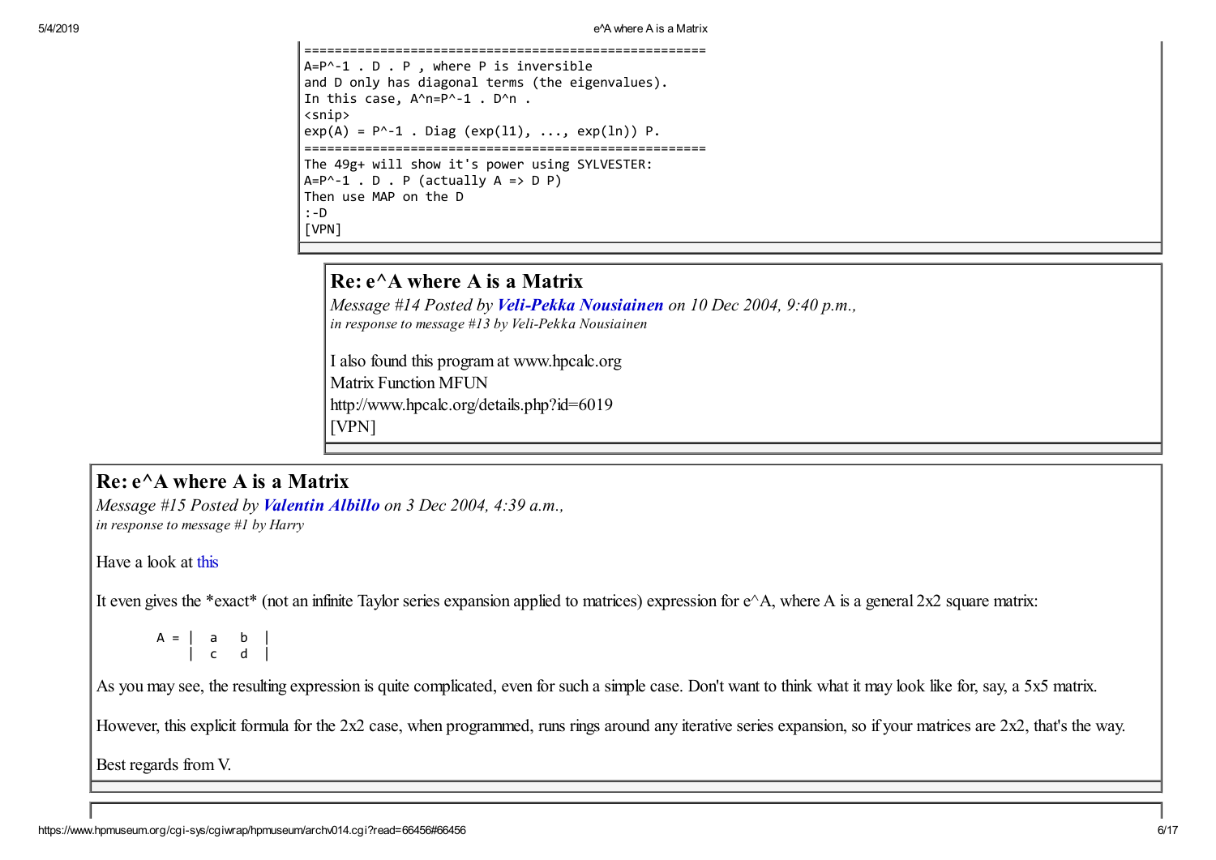```
=====================================================
A=P^-1 . D . P , where P is inversible
and D only has diagonal terms (the eigenvalues).
In this case, A^n=P^-1 . D^n .
<snip>
exp(A) = P^-1 . Diag (exp(l1), ..., exp(ln)) P.
=====================================================
The 49g+ will show it's power using SYLVESTER:
A=P^-1 . D . P (actually A => D P)
Then use MAP on the D
:-D
[VPN]
```

## Re: e^A where A is a Matrix

*Message #14 Posted by* ***Veli-Pekka Nousiainen*** *on 10 Dec 2004, 9:40 p.m.,*
*in response to message #13 by Veli-Pekka Nousiainen*

I also found this program at www.hpcalc.org
Matrix Function MFUN
http://www.hpcalc.org/details.php?id=6019
[VPN]

## Re: e^A where A is a Matrix

*Message #15 Posted by* ***Valentin Albillo*** *on 3 Dec 2004, 4:39 a.m.,*
*in response to message #1 by Harry*

Have a look at this

It even gives the *exact* (not an infinite Taylor series expansion applied to matrices) expression for e^A, where A is a general 2x2 square matrix:

```
A = |  a   b  |
    |  c   d  |
```

As you may see, the resulting expression is quite complicated, even for such a simple case. Don't want to think what it may look like for, say, a 5x5 matrix.

However, this explicit formula for the 2x2 case, when programmed, runs rings around any iterative series expansion, so if your matrices are 2x2, that's the way.

Best regards from V.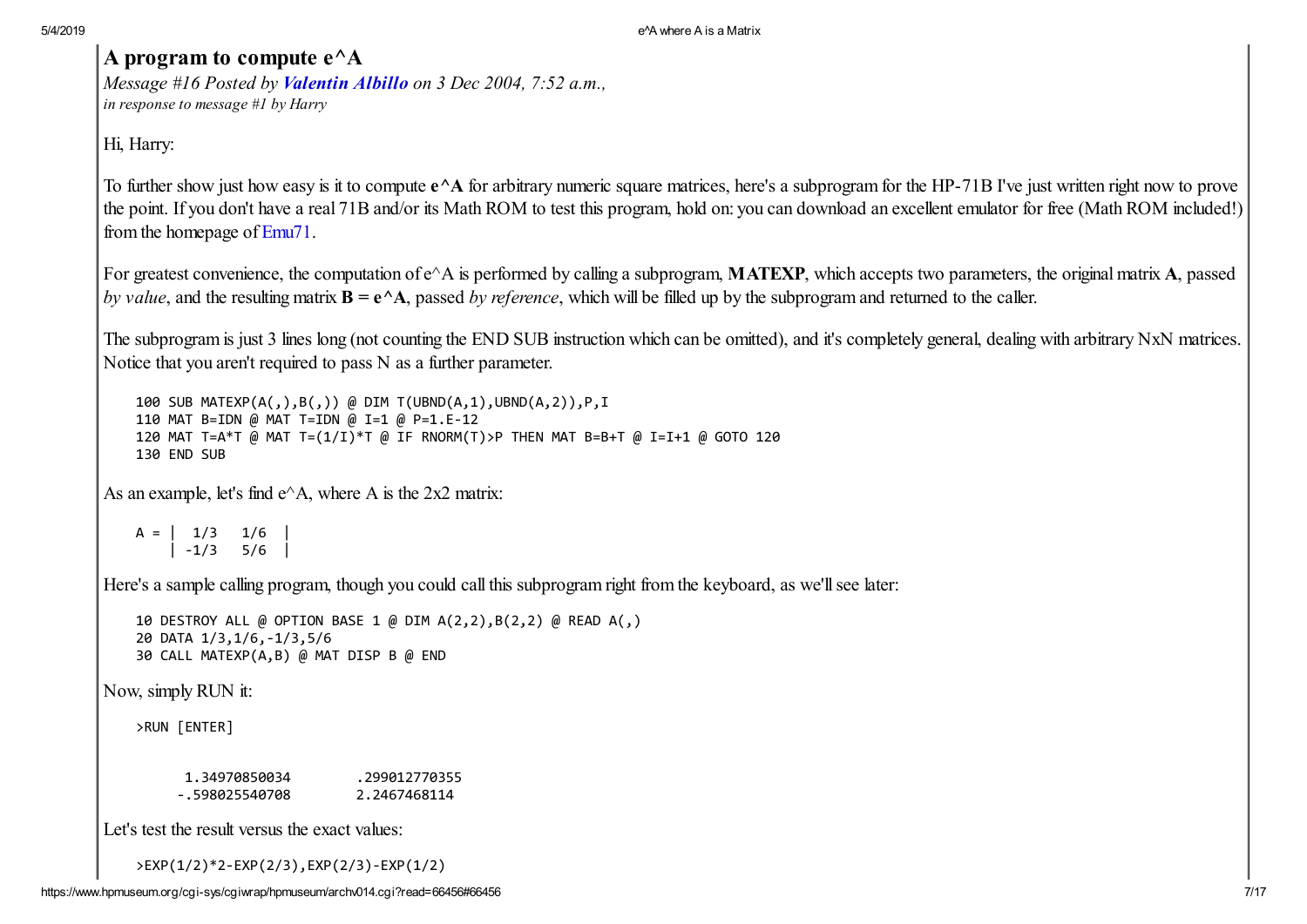## A program to compute e^A

*Message #16 Posted by* ***Valentin Albillo*** *on 3 Dec 2004, 7:52 a.m.,*
*in response to message #1 by Harry*

Hi, Harry:

To further show just how easy is it to compute **e^A** for arbitrary numeric square matrices, here's a subprogram for the HP-71B I've just written right now to prove the point. If you don't have a real 71B and/or its Math ROM to test this program, hold on: you can download an excellent emulator for free (Math ROM included!) from the homepage of Emu71.

For greatest convenience, the computation of e^A is performed by calling a subprogram, **MATEXP**, which accepts two parameters, the original matrix **A**, passed *by value*, and the resulting matrix **B = e^A**, passed *by reference*, which will be filled up by the subprogram and returned to the caller.

The subprogram is just 3 lines long (not counting the END SUB instruction which can be omitted), and it's completely general, dealing with arbitrary NxN matrices. Notice that you aren't required to pass N as a further parameter.

```
100 SUB MATEXP(A(,),B(,)) @ DIM T(UBND(A,1),UBND(A,2)),P,I
110 MAT B=IDN @ MAT T=IDN @ I=1 @ P=1.E-12
120 MAT T=A*T @ MAT T=(1/I)*T @ IF RNORM(T)>P THEN MAT B=B+T @ I=I+1 @ GOTO 120
130 END SUB
```

As an example, let's find e^A, where A is the 2x2 matrix:

```
A = |  1/3   1/6  |
    | -1/3   5/6  |
```

Here's a sample calling program, though you could call this subprogram right from the keyboard, as we'll see later:

```
10 DESTROY ALL @ OPTION BASE 1 @ DIM A(2,2),B(2,2) @ READ A(,)
20 DATA 1/3,1/6,-1/3,5/6
30 CALL MATEXP(A,B) @ MAT DISP B @ END
```

Now, simply RUN it:

```
>RUN [ENTER]


      1.34970850034        .299012770355
     -.598025540708        2.2467468114
```

Let's test the result versus the exact values:

```
>EXP(1/2)*2-EXP(2/3),EXP(2/3)-EXP(1/2)
```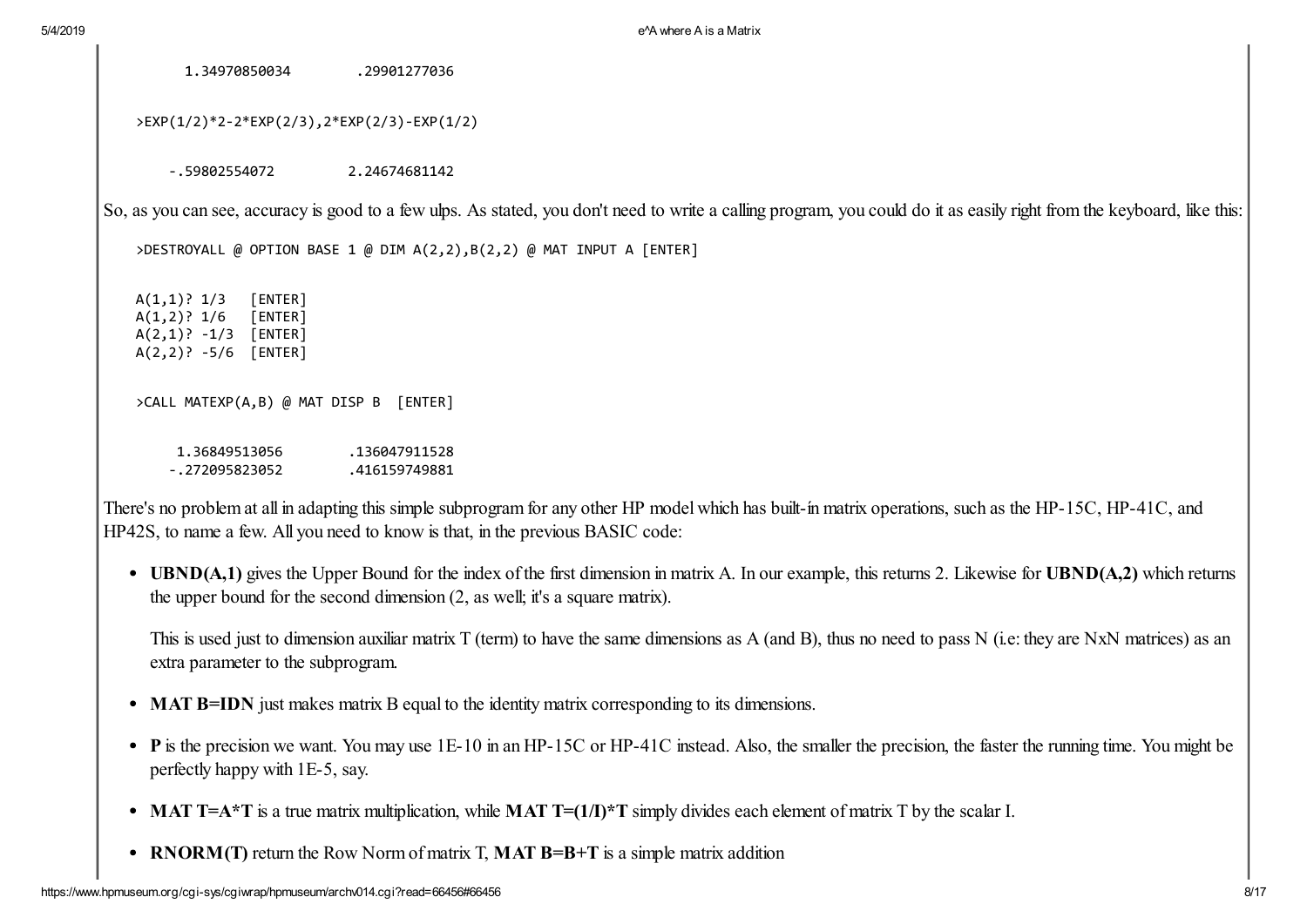```
      1.34970850034        .29901277036

>EXP(1/2)*2-2*EXP(2/3),2*EXP(2/3)-EXP(1/2)

     -.59802554072         2.24674681142
```

So, as you can see, accuracy is good to a few ulps. As stated, you don't need to write a calling program, you could do it as easily right from the keyboard, like this:

```
>DESTROYALL @ OPTION BASE 1 @ DIM A(2,2),B(2,2) @ MAT INPUT A [ENTER]

A(1,1)? 1/3   [ENTER]
A(1,2)? 1/6   [ENTER]
A(2,1)? -1/3  [ENTER]
A(2,2)? -5/6  [ENTER]

>CALL MATEXP(A,B) @ MAT DISP B  [ENTER]

     1.36849513056        .136047911528
    -.272095823052        .416159749881
```

There's no problem at all in adapting this simple subprogram for any other HP model which has built-ín matrix operations, such as the HP-15C, HP-41C, and HP42S, to name a few. All you need to know is that, in the previous BASIC code:

- **UBND(A,1)** gives the Upper Bound for the index of the first dimension in matrix A. In our example, this returns 2. Likewise for **UBND(A,2)** which returns the upper bound for the second dimension (2, as well; it's a square matrix).

  This is used just to dimension auxiliar matrix T (term) to have the same dimensions as A (and B), thus no need to pass N (i.e: they are NxN matrices) as an extra parameter to the subprogram.

- **MAT B=IDN** just makes matrix B equal to the identity matrix corresponding to its dimensions.
- **P** is the precision we want. You may use 1E-10 in an HP-15C or HP-41C instead. Also, the smaller the precision, the faster the running time. You might be perfectly happy with 1E-5, say.
- **MAT T=A*T** is a true matrix multiplication, while **MAT T=(1/I)*T** simply divides each element of matrix T by the scalar I.
- **RNORM(T)** return the Row Norm of matrix T, **MAT B=B+T** is a simple matrix addition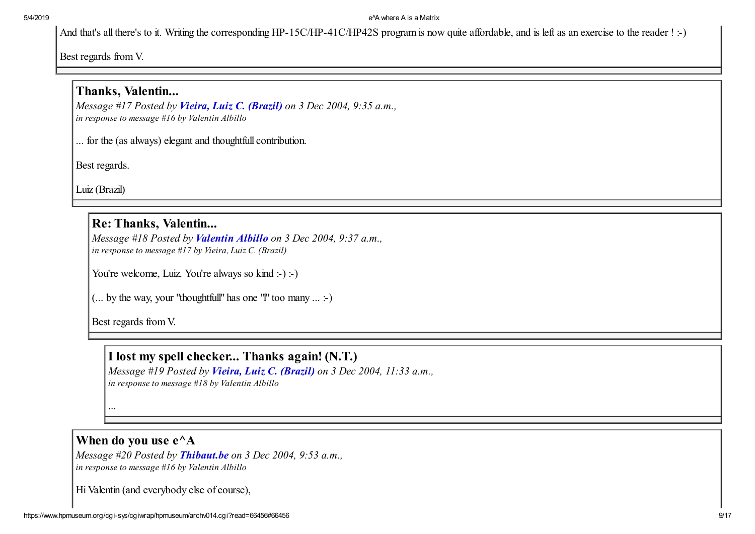And that's all there's to it. Writing the corresponding HP-15C/HP-41C/HP42S program is now quite affordable, and is left as an exercise to the reader ! :-)

Best regards from V.

### Thanks, Valentin...

*Message #17 Posted by* ***Vieira, Luiz C. (Brazil)*** *on 3 Dec 2004, 9:35 a.m.,*
*in response to message #16 by Valentin Albillo*

... for the (as always) elegant and thoughtfull contribution.

Best regards.

Luiz (Brazil)

### Re: Thanks, Valentin...

*Message #18 Posted by* ***Valentin Albillo*** *on 3 Dec 2004, 9:37 a.m.,*
*in response to message #17 by Vieira, Luiz C. (Brazil)*

You're welcome, Luiz. You're always so kind :-) :-)

(... by the way, your "thoughtfull" has one "l" too many ... :-)

Best regards from V.

### I lost my spell checker... Thanks again! (N.T.)

*Message #19 Posted by* ***Vieira, Luiz C. (Brazil)*** *on 3 Dec 2004, 11:33 a.m.,*
*in response to message #18 by Valentin Albillo*

...

### When do you use e^A

*Message #20 Posted by* ***Thibaut.be*** *on 3 Dec 2004, 9:53 a.m.,*
*in response to message #16 by Valentin Albillo*

Hi Valentin (and everybody else of course),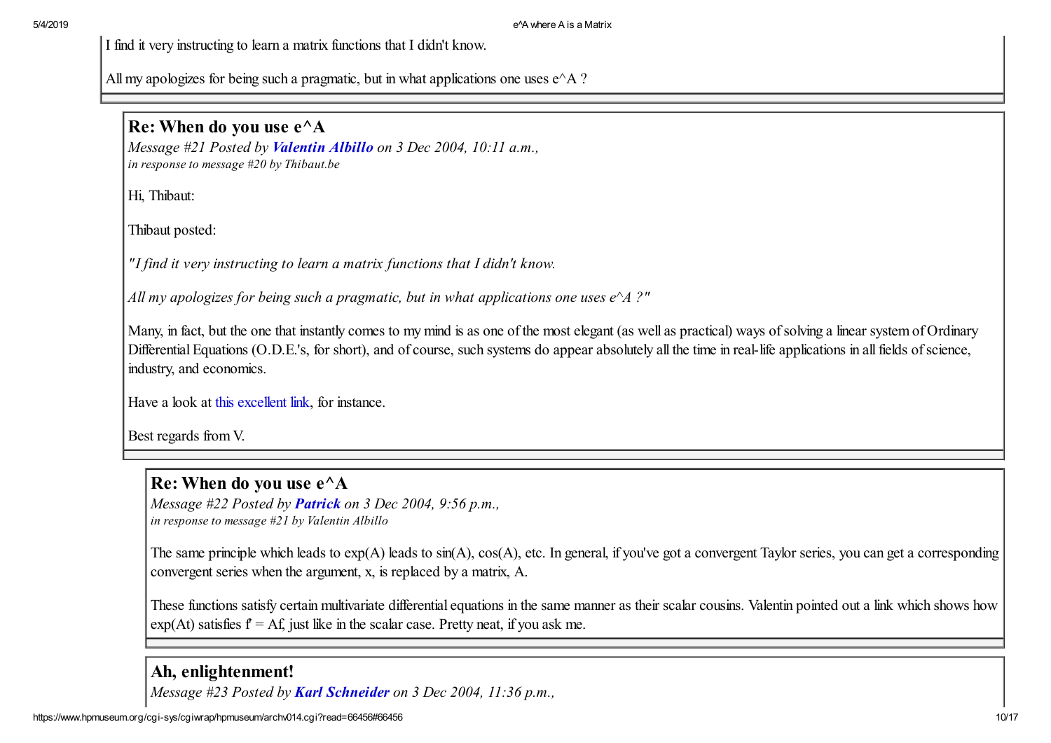I find it very instructing to learn a matrix functions that I didn't know.

All my apologizes for being such a pragmatic, but in what applications one uses e^A ?

## Re: When do you use e^A

*Message #21 Posted by **Valentin Albillo** on 3 Dec 2004, 10:11 a.m.,*
*in response to message #20 by Thibaut.be*

Hi, Thibaut:

Thibaut posted:

*"I find it very instructing to learn a matrix functions that I didn't know.*

*All my apologizes for being such a pragmatic, but in what applications one uses e^A ?"*

Many, in fact, but the one that instantly comes to my mind is as one of the most elegant (as well as practical) ways of solving a linear system of Ordinary Differential Equations (O.D.E.'s, for short), and of course, such systems do appear absolutely all the time in real-life applications in all fields of science, industry, and economics.

Have a look at this excellent link, for instance.

Best regards from V.

## Re: When do you use e^A

*Message #22 Posted by **Patrick** on 3 Dec 2004, 9:56 p.m.,*
*in response to message #21 by Valentin Albillo*

The same principle which leads to exp(A) leads to sin(A), cos(A), etc. In general, if you've got a convergent Taylor series, you can get a corresponding convergent series when the argument, x, is replaced by a matrix, A.

These functions satisfy certain multivariate differential equations in the same manner as their scalar cousins. Valentin pointed out a link which shows how exp(At) satisfies f' = Af, just like in the scalar case. Pretty neat, if you ask me.

## Ah, enlightenment!

*Message #23 Posted by **Karl Schneider** on 3 Dec 2004, 11:36 p.m.,*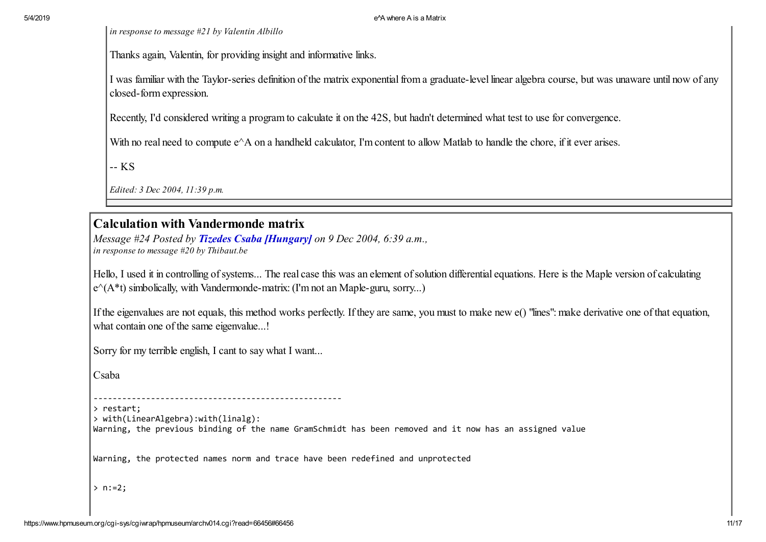*in response to message #21 by Valentin Albillo*

Thanks again, Valentin, for providing insight and informative links.

I was familiar with the Taylor-series definition of the matrix exponential from a graduate-level linear algebra course, but was unaware until now of any closed-form expression.

Recently, I'd considered writing a program to calculate it on the 42S, but hadn't determined what test to use for convergence.

With no real need to compute e^A on a handheld calculator, I'm content to allow Matlab to handle the chore, if it ever arises.

-- KS

*Edited: 3 Dec 2004, 11:39 p.m.*

## Calculation with Vandermonde matrix

*Message #24 Posted by **Tizedes Csaba [Hungary]** on 9 Dec 2004, 6:39 a.m.,*
*in response to message #20 by Thibaut.be*

Hello, I used it in controlling of systems... The real case this was an element of solution differential equations. Here is the Maple version of calculating e^(A*t) simbolically, with Vandermonde-matrix: (I'm not an Maple-guru, sorry...)

If the eigenvalues are not equals, this method works perfectly. If they are same, you must to make new e() "lines": make derivative one of that equation, what contain one of the same eigenvalue...!

Sorry for my terrible english, I cant to say what I want...

Csaba

```
----------------------------------------------------
> restart;
> with(LinearAlgebra):with(linalg):
Warning, the previous binding of the name GramSchmidt has been removed and it now has an assigned value


Warning, the protected names norm and trace have been redefined and unprotected


> n:=2;
```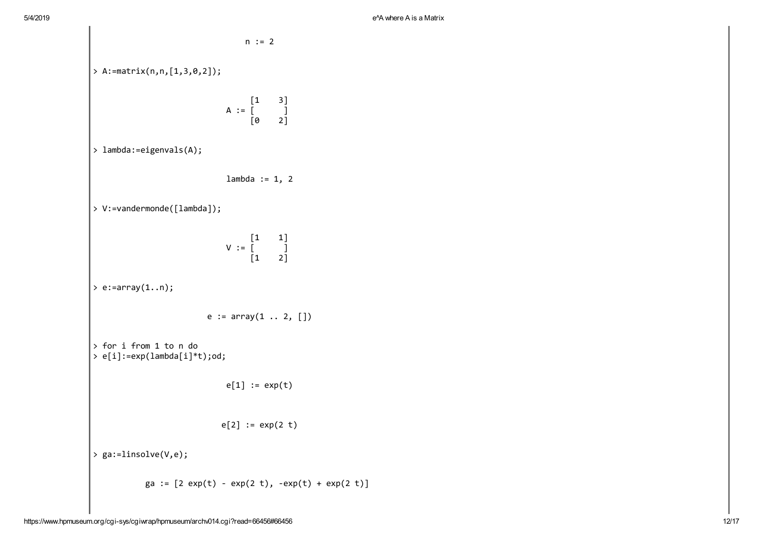```
                                n := 2

> A:=matrix(n,n,[1,3,0,2]);

                                     [1    3]
                                A := [      ]
                                     [0    2]

> lambda:=eigenvals(A);

                                lambda := 1, 2

> V:=vandermonde([lambda]);

                                     [1    1]
                                V := [      ]
                                     [1    2]

> e:=array(1..n);

                        e := array(1 .. 2, [])

> for i from 1 to n do
> e[i]:=exp(lambda[i]*t);od;

                                e[1] := exp(t)

                               e[2] := exp(2 t)

> ga:=linsolve(V,e);

          ga := [2 exp(t) - exp(2 t), -exp(t) + exp(2 t)]
```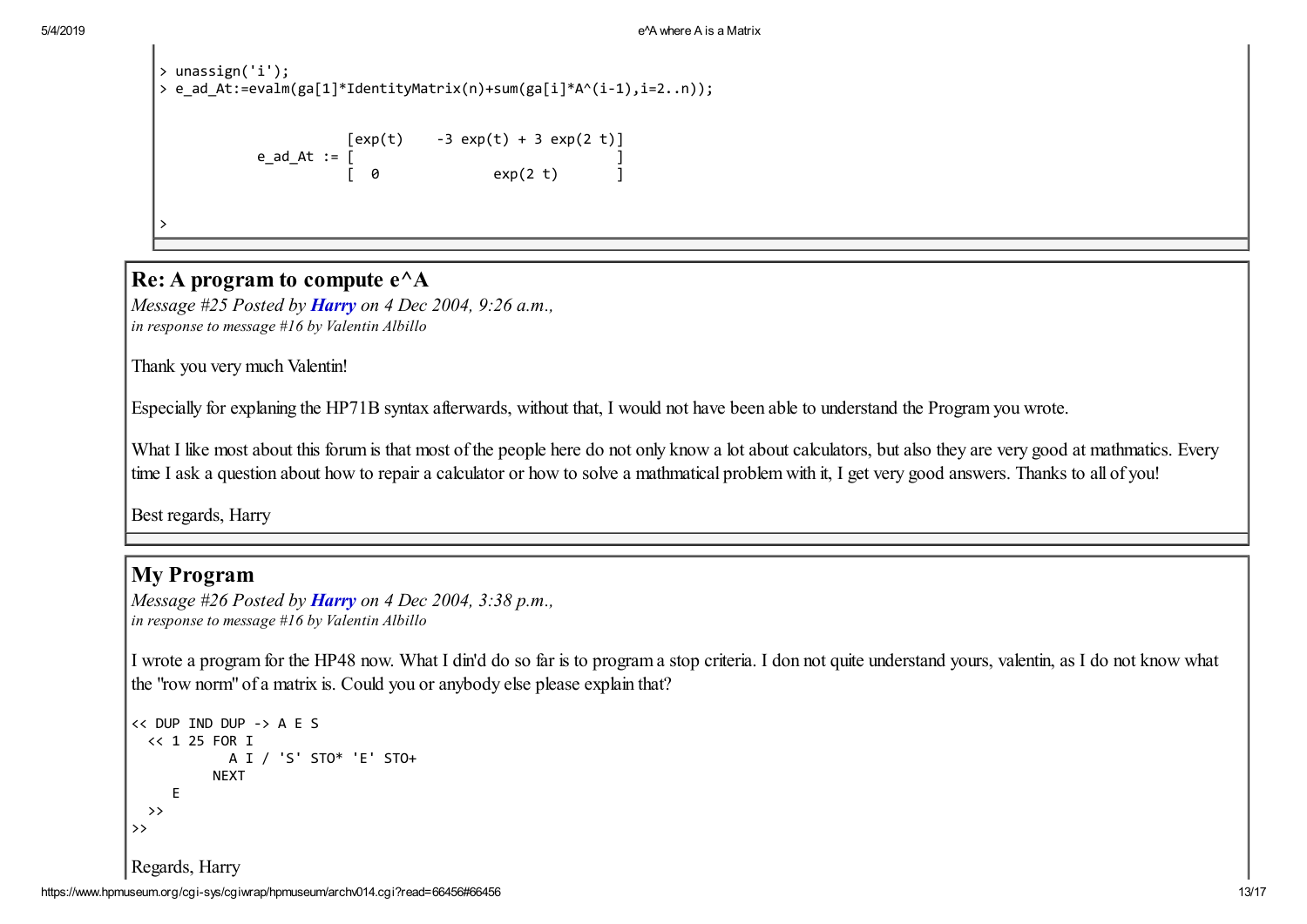```
> unassign('i');
> e_ad_At:=evalm(ga[1]*IdentityMatrix(n)+sum(ga[i]*A^(i-1),i=2..n));

                      [exp(t)    -3 exp(t) + 3 exp(2 t)]
           e_ad_At := [                                ]
                      [  0             exp(2 t)        ]

>
```

## Re: A program to compute e^A

*Message #25 Posted by* ***Harry*** *on 4 Dec 2004, 9:26 a.m.,*
*in response to message #16 by Valentin Albillo*

Thank you very much Valentin!

Especially for explaning the HP71B syntax afterwards, without that, I would not have been able to understand the Program you wrote.

What I like most about this forum is that most of the people here do not only know a lot about calculators, but also they are very good at mathmatics. Every time I ask a question about how to repair a calculator or how to solve a mathmatical problem with it, I get very good answers. Thanks to all of you!

Best regards, Harry

## My Program

*Message #26 Posted by* ***Harry*** *on 4 Dec 2004, 3:38 p.m.,*
*in response to message #16 by Valentin Albillo*

I wrote a program for the HP48 now. What I din'd do so far is to program a stop criteria. I don not quite understand yours, valentin, as I do not know what the "row norm" of a matrix is. Could you or anybody else please explain that?

```
<< DUP IND DUP -> A E S
  << 1 25 FOR I
           A I / 'S' STO* 'E' STO+
         NEXT
     E
  >>
>>
```

Regards, Harry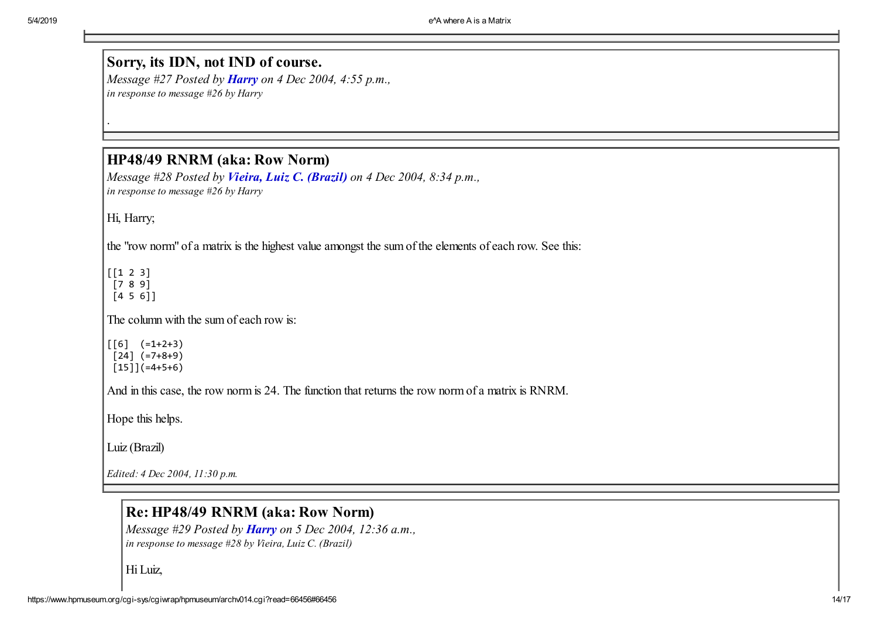## Sorry, its IDN, not IND of course.

*Message #27 Posted by* ***Harry*** *on 4 Dec 2004, 4:55 p.m.,*
*in response to message #26 by Harry*

.

## HP48/49 RNRM (aka: Row Norm)

*Message #28 Posted by* ***Vieira, Luiz C. (Brazil)*** *on 4 Dec 2004, 8:34 p.m.,*
*in response to message #26 by Harry*

Hi, Harry;

the "row norm" of a matrix is the highest value amongst the sum of the elements of each row. See this:

```
[[1 2 3]
 [7 8 9]
 [4 5 6]]
```

The column with the sum of each row is:

```
[[6]  (=1+2+3)
 [24] (=7+8+9)
 [15]](=4+5+6)
```

And in this case, the row norm is 24. The function that returns the row norm of a matrix is RNRM.

Hope this helps.

Luiz (Brazil)

*Edited: 4 Dec 2004, 11:30 p.m.*

## Re: HP48/49 RNRM (aka: Row Norm)

*Message #29 Posted by* ***Harry*** *on 5 Dec 2004, 12:36 a.m.,*
*in response to message #28 by Vieira, Luiz C. (Brazil)*

Hi Luiz,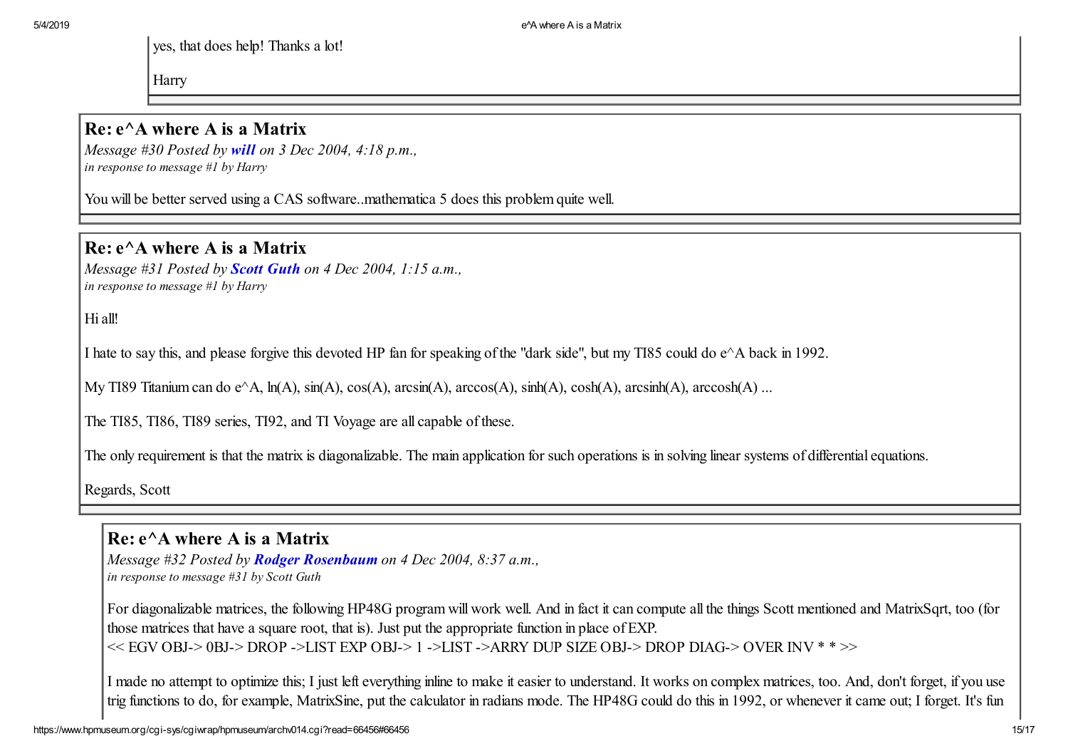yes, that does help! Thanks a lot!

Harry

## Re: e^A where A is a Matrix

*Message #30 Posted by* ***will*** *on 3 Dec 2004, 4:18 p.m.,*
*in response to message #1 by Harry*

You will be better served using a CAS software..mathematica 5 does this problem quite well.

## Re: e^A where A is a Matrix

*Message #31 Posted by* ***Scott Guth*** *on 4 Dec 2004, 1:15 a.m.,*
*in response to message #1 by Harry*

Hi all!

I hate to say this, and please forgive this devoted HP fan for speaking of the "dark side", but my TI85 could do e^A back in 1992.

My TI89 Titanium can do e^A, ln(A), sin(A), cos(A), arcsin(A), arccos(A), sinh(A), cosh(A), arcsinh(A), arccosh(A) ...

The TI85, TI86, TI89 series, TI92, and TI Voyage are all capable of these.

The only requirement is that the matrix is diagonalizable. The main application for such operations is in solving linear systems of differential equations.

Regards, Scott

## Re: e^A where A is a Matrix

*Message #32 Posted by* ***Rodger Rosenbaum*** *on 4 Dec 2004, 8:37 a.m.,*
*in response to message #31 by Scott Guth*

For diagonalizable matrices, the following HP48G program will work well. And in fact it can compute all the things Scott mentioned and MatrixSqrt, too (for those matrices that have a square root, that is). Just put the appropriate function in place of EXP.
<< EGV OBJ-> 0BJ-> DROP ->LIST EXP OBJ-> 1 ->LIST ->ARRY DUP SIZE OBJ-> DROP DIAG-> OVER INV * * >>

I made no attempt to optimize this; I just left everything inline to make it easier to understand. It works on complex matrices, too. And, don't forget, if you use trig functions to do, for example, MatrixSine, put the calculator in radians mode. The HP48G could do this in 1992, or whenever it came out; I forget. It's fun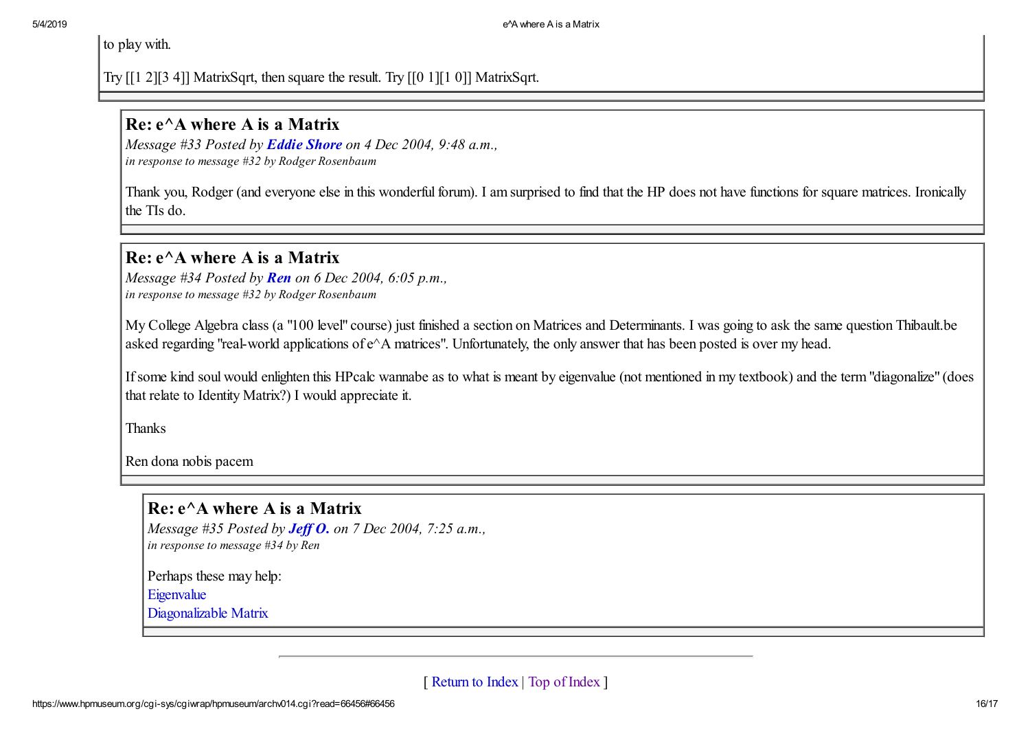to play with.

Try [[1 2][3 4]] MatrixSqrt, then square the result. Try [[0 1][1 0]] MatrixSqrt.

## Re: e^A where A is a Matrix

*Message #33 Posted by* ***Eddie Shore*** *on 4 Dec 2004, 9:48 a.m.,*
*in response to message #32 by Rodger Rosenbaum*

Thank you, Rodger (and everyone else in this wonderful forum). I am surprised to find that the HP does not have functions for square matrices. Ironically the TIs do.

## Re: e^A where A is a Matrix

*Message #34 Posted by* ***Ren*** *on 6 Dec 2004, 6:05 p.m.,*
*in response to message #32 by Rodger Rosenbaum*

My College Algebra class (a "100 level" course) just finished a section on Matrices and Determinants. I was going to ask the same question Thibault.be asked regarding "real-world applications of e^A matrices". Unfortunately, the only answer that has been posted is over my head.

If some kind soul would enlighten this HPcalc wannabe as to what is meant by eigenvalue (not mentioned in my textbook) and the term "diagonalize" (does that relate to Identity Matrix?) I would appreciate it.

Thanks

Ren dona nobis pacem

## Re: e^A where A is a Matrix

*Message #35 Posted by* ***Jeff O.*** *on 7 Dec 2004, 7:25 a.m.,*
*in response to message #34 by Ren*

Perhaps these may help:
Eigenvalue
Diagonalizable Matrix

[ Return to Index | Top of Index ]